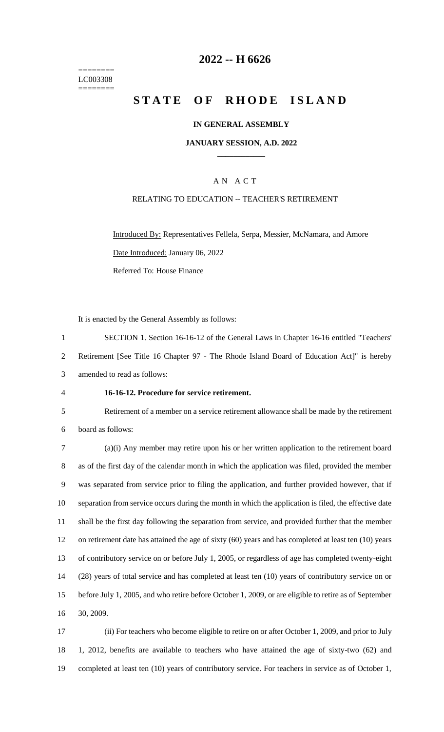======== 
LC003308 
========

# 2022 -- H 6626

# STATE OF RHODE ISLAND

**IN GENERAL ASSEMBLY**

**JANUARY SESSION, A.D. 2022**

A N A C T

RELATING TO EDUCATION -- TEACHER'S RETIREMENT

Introduced By: Representatives Fellela, Serpa, Messier, McNamara, and Amore

Date Introduced: January 06, 2022

Referred To: House Finance

It is enacted by the General Assembly as follows:

SECTION 1. Section 16-16-12 of the General Laws in Chapter 16-16 entitled "Teachers' Retirement [See Title 16 Chapter 97 - The Rhode Island Board of Education Act]" is hereby amended to read as follows:

**16-16-12. Procedure for service retirement.**

Retirement of a member on a service retirement allowance shall be made by the retirement board as follows:

(a)(i) Any member may retire upon his or her written application to the retirement board as of the first day of the calendar month in which the application was filed, provided the member was separated from service prior to filing the application, and further provided however, that if separation from service occurs during the month in which the application is filed, the effective date shall be the first day following the separation from service, and provided further that the member on retirement date has attained the age of sixty (60) years and has completed at least ten (10) years of contributory service on or before July 1, 2005, or regardless of age has completed twenty-eight (28) years of total service and has completed at least ten (10) years of contributory service on or before July 1, 2005, and who retire before October 1, 2009, or are eligible to retire as of September 30, 2009.

(ii) For teachers who become eligible to retire on or after October 1, 2009, and prior to July 1, 2012, benefits are available to teachers who have attained the age of sixty-two (62) and completed at least ten (10) years of contributory service. For teachers in service as of October 1,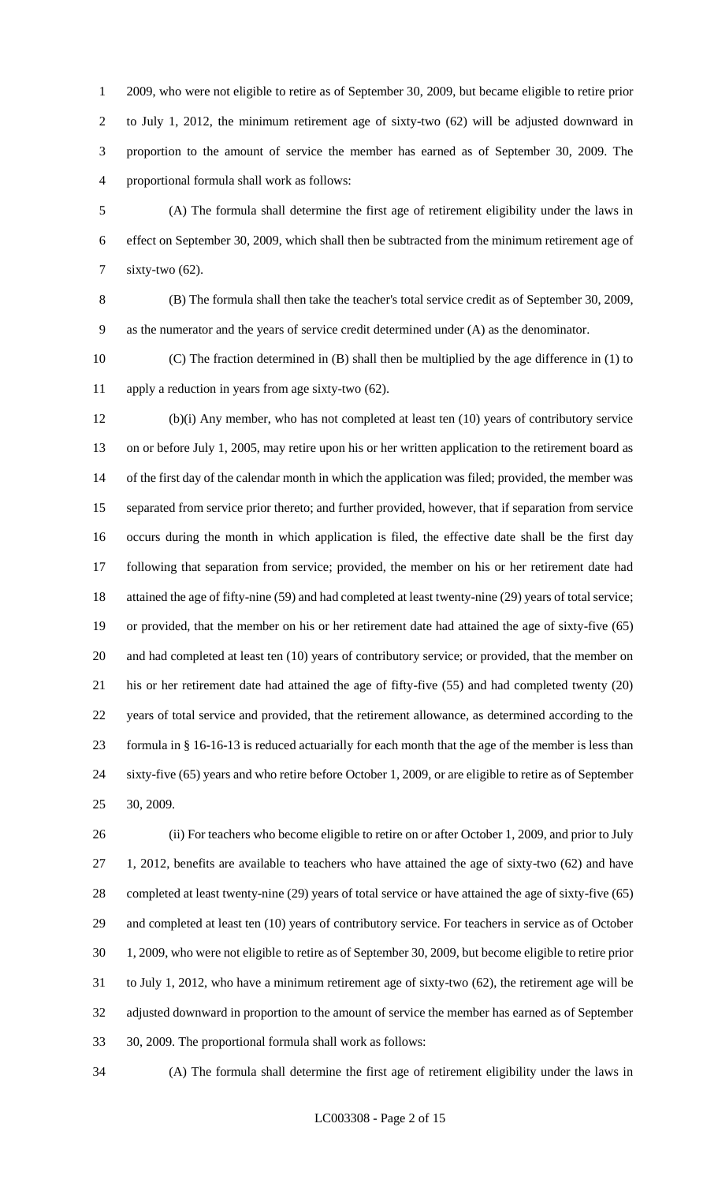2009, who were not eligible to retire as of September 30, 2009, but became eligible to retire prior to July 1, 2012, the minimum retirement age of sixty-two (62) will be adjusted downward in proportion to the amount of service the member has earned as of September 30, 2009. The proportional formula shall work as follows:

(A) The formula shall determine the first age of retirement eligibility under the laws in effect on September 30, 2009, which shall then be subtracted from the minimum retirement age of sixty-two (62).

(B) The formula shall then take the teacher's total service credit as of September 30, 2009, as the numerator and the years of service credit determined under (A) as the denominator.

(C) The fraction determined in (B) shall then be multiplied by the age difference in (1) to apply a reduction in years from age sixty-two (62).

(b)(i) Any member, who has not completed at least ten (10) years of contributory service on or before July 1, 2005, may retire upon his or her written application to the retirement board as of the first day of the calendar month in which the application was filed; provided, the member was separated from service prior thereto; and further provided, however, that if separation from service occurs during the month in which application is filed, the effective date shall be the first day following that separation from service; provided, the member on his or her retirement date had attained the age of fifty-nine (59) and had completed at least twenty-nine (29) years of total service; or provided, that the member on his or her retirement date had attained the age of sixty-five (65) and had completed at least ten (10) years of contributory service; or provided, that the member on his or her retirement date had attained the age of fifty-five (55) and had completed twenty (20) years of total service and provided, that the retirement allowance, as determined according to the formula in § 16-16-13 is reduced actuarially for each month that the age of the member is less than sixty-five (65) years and who retire before October 1, 2009, or are eligible to retire as of September 30, 2009.

(ii) For teachers who become eligible to retire on or after October 1, 2009, and prior to July 1, 2012, benefits are available to teachers who have attained the age of sixty-two (62) and have completed at least twenty-nine (29) years of total service or have attained the age of sixty-five (65) and completed at least ten (10) years of contributory service. For teachers in service as of October 1, 2009, who were not eligible to retire as of September 30, 2009, but become eligible to retire prior to July 1, 2012, who have a minimum retirement age of sixty-two (62), the retirement age will be adjusted downward in proportion to the amount of service the member has earned as of September 30, 2009. The proportional formula shall work as follows:

(A) The formula shall determine the first age of retirement eligibility under the laws in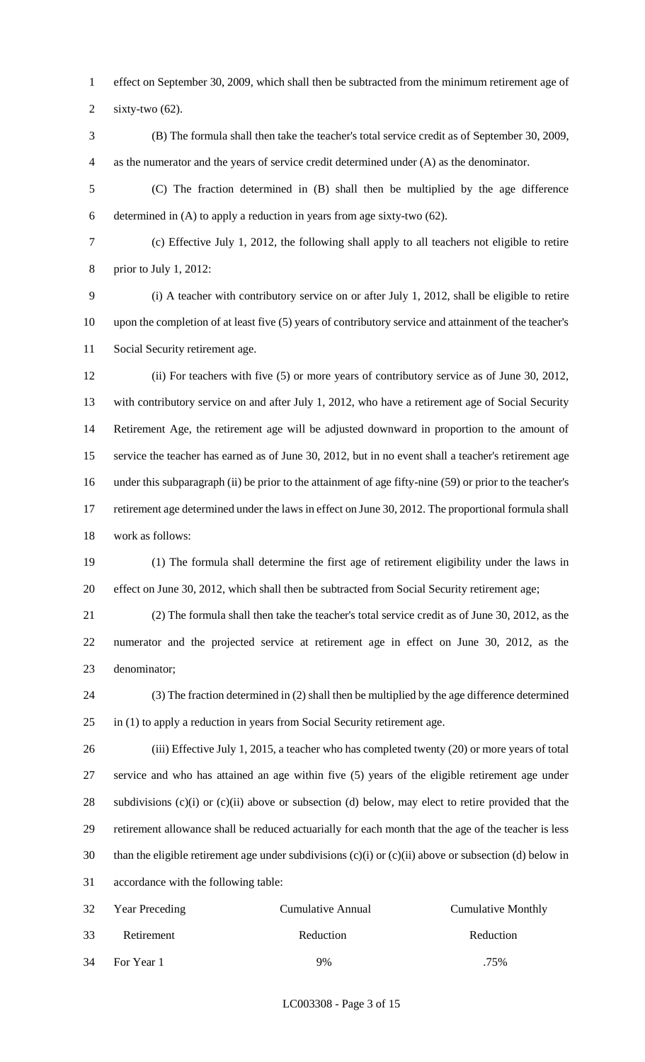effect on September 30, 2009, which shall then be subtracted from the minimum retirement age of sixty-two (62).

(B) The formula shall then take the teacher's total service credit as of September 30, 2009, as the numerator and the years of service credit determined under (A) as the denominator.

(C) The fraction determined in (B) shall then be multiplied by the age difference determined in (A) to apply a reduction in years from age sixty-two (62).

(c) Effective July 1, 2012, the following shall apply to all teachers not eligible to retire prior to July 1, 2012:

(i) A teacher with contributory service on or after July 1, 2012, shall be eligible to retire upon the completion of at least five (5) years of contributory service and attainment of the teacher's Social Security retirement age.

(ii) For teachers with five (5) or more years of contributory service as of June 30, 2012, with contributory service on and after July 1, 2012, who have a retirement age of Social Security Retirement Age, the retirement age will be adjusted downward in proportion to the amount of service the teacher has earned as of June 30, 2012, but in no event shall a teacher's retirement age under this subparagraph (ii) be prior to the attainment of age fifty-nine (59) or prior to the teacher's retirement age determined under the laws in effect on June 30, 2012. The proportional formula shall work as follows:

(1) The formula shall determine the first age of retirement eligibility under the laws in effect on June 30, 2012, which shall then be subtracted from Social Security retirement age;

(2) The formula shall then take the teacher's total service credit as of June 30, 2012, as the numerator and the projected service at retirement age in effect on June 30, 2012, as the denominator;

(3) The fraction determined in (2) shall then be multiplied by the age difference determined in (1) to apply a reduction in years from Social Security retirement age.

(iii) Effective July 1, 2015, a teacher who has completed twenty (20) or more years of total service and who has attained an age within five (5) years of the eligible retirement age under subdivisions (c)(i) or (c)(ii) above or subsection (d) below, may elect to retire provided that the retirement allowance shall be reduced actuarially for each month that the age of the teacher is less than the eligible retirement age under subdivisions (c)(i) or (c)(ii) above or subsection (d) below in accordance with the following table:

| Year Preceding Retirement | Cumulative Annual Reduction | Cumulative Monthly Reduction |
|---|---|---|
| For Year 1 | 9% | .75% |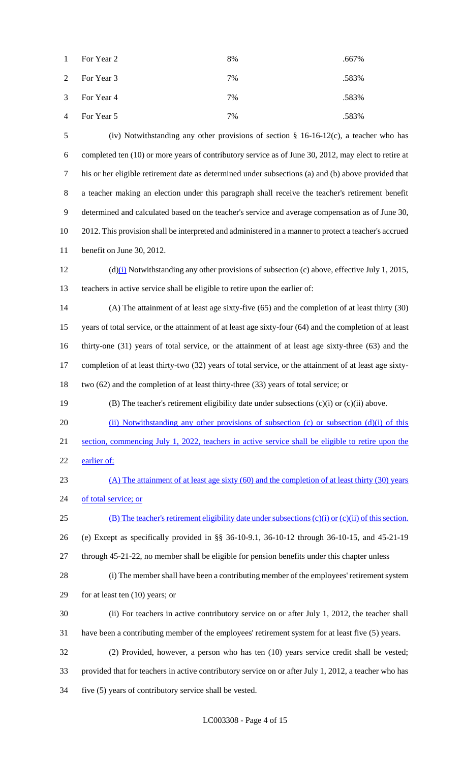| For Year 2 | 8% | .667% |
|---|---|---|
| For Year 3 | 7% | .583% |
| For Year 4 | 7% | .583% |
| For Year 5 | 7% | .583% |

(iv) Notwithstanding any other provisions of section § 16-16-12(c), a teacher who has completed ten (10) or more years of contributory service as of June 30, 2012, may elect to retire at his or her eligible retirement date as determined under subsections (a) and (b) above provided that a teacher making an election under this paragraph shall receive the teacher's retirement benefit determined and calculated based on the teacher's service and average compensation as of June 30, 2012. This provision shall be interpreted and administered in a manner to protect a teacher's accrued benefit on June 30, 2012.

(d)(i) Notwithstanding any other provisions of subsection (c) above, effective July 1, 2015, teachers in active service shall be eligible to retire upon the earlier of:

(A) The attainment of at least age sixty-five (65) and the completion of at least thirty (30) years of total service, or the attainment of at least age sixty-four (64) and the completion of at least thirty-one (31) years of total service, or the attainment of at least age sixty-three (63) and the completion of at least thirty-two (32) years of total service, or the attainment of at least age sixty-two (62) and the completion of at least thirty-three (33) years of total service; or

(B) The teacher's retirement eligibility date under subsections (c)(i) or (c)(ii) above.

(ii) Notwithstanding any other provisions of subsection (c) or subsection (d)(i) of this section, commencing July 1, 2022, teachers in active service shall be eligible to retire upon the earlier of:

(A) The attainment of at least age sixty (60) and the completion of at least thirty (30) years of total service; or

(B) The teacher's retirement eligibility date under subsections (c)(i) or (c)(ii) of this section.

(e) Except as specifically provided in §§ 36-10-9.1, 36-10-12 through 36-10-15, and 45-21-19 through 45-21-22, no member shall be eligible for pension benefits under this chapter unless

(i) The member shall have been a contributing member of the employees' retirement system for at least ten (10) years; or

(ii) For teachers in active contributory service on or after July 1, 2012, the teacher shall have been a contributing member of the employees' retirement system for at least five (5) years.

(2) Provided, however, a person who has ten (10) years service credit shall be vested; provided that for teachers in active contributory service on or after July 1, 2012, a teacher who has five (5) years of contributory service shall be vested.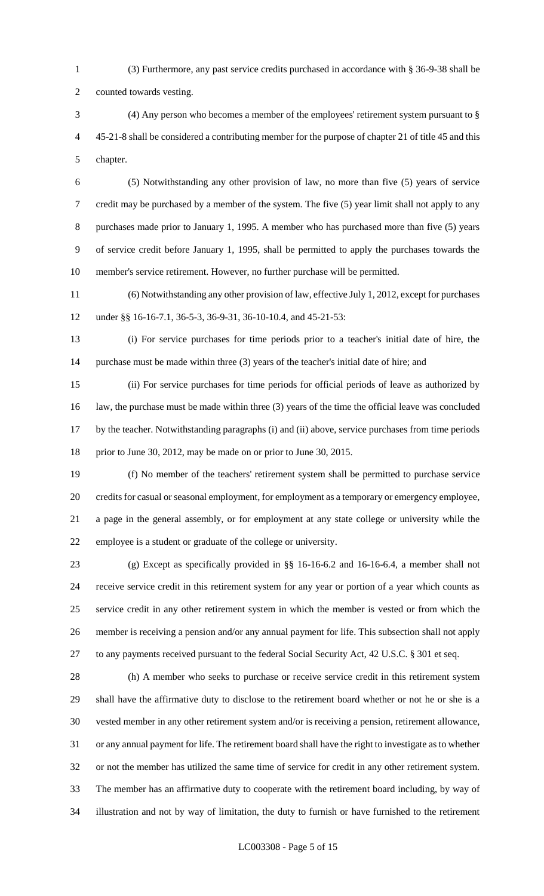(3) Furthermore, any past service credits purchased in accordance with § 36-9-38 shall be counted towards vesting.

(4) Any person who becomes a member of the employees' retirement system pursuant to § 45-21-8 shall be considered a contributing member for the purpose of chapter 21 of title 45 and this chapter.

(5) Notwithstanding any other provision of law, no more than five (5) years of service credit may be purchased by a member of the system. The five (5) year limit shall not apply to any purchases made prior to January 1, 1995. A member who has purchased more than five (5) years of service credit before January 1, 1995, shall be permitted to apply the purchases towards the member's service retirement. However, no further purchase will be permitted.

(6) Notwithstanding any other provision of law, effective July 1, 2012, except for purchases under §§ 16-16-7.1, 36-5-3, 36-9-31, 36-10-10.4, and 45-21-53:

(i) For service purchases for time periods prior to a teacher's initial date of hire, the purchase must be made within three (3) years of the teacher's initial date of hire; and

(ii) For service purchases for time periods for official periods of leave as authorized by law, the purchase must be made within three (3) years of the time the official leave was concluded by the teacher. Notwithstanding paragraphs (i) and (ii) above, service purchases from time periods prior to June 30, 2012, may be made on or prior to June 30, 2015.

(f) No member of the teachers' retirement system shall be permitted to purchase service credits for casual or seasonal employment, for employment as a temporary or emergency employee, a page in the general assembly, or for employment at any state college or university while the employee is a student or graduate of the college or university.

(g) Except as specifically provided in §§ 16-16-6.2 and 16-16-6.4, a member shall not receive service credit in this retirement system for any year or portion of a year which counts as service credit in any other retirement system in which the member is vested or from which the member is receiving a pension and/or any annual payment for life. This subsection shall not apply to any payments received pursuant to the federal Social Security Act, 42 U.S.C. § 301 et seq.

(h) A member who seeks to purchase or receive service credit in this retirement system shall have the affirmative duty to disclose to the retirement board whether or not he or she is a vested member in any other retirement system and/or is receiving a pension, retirement allowance, or any annual payment for life. The retirement board shall have the right to investigate as to whether or not the member has utilized the same time of service for credit in any other retirement system. The member has an affirmative duty to cooperate with the retirement board including, by way of illustration and not by way of limitation, the duty to furnish or have furnished to the retirement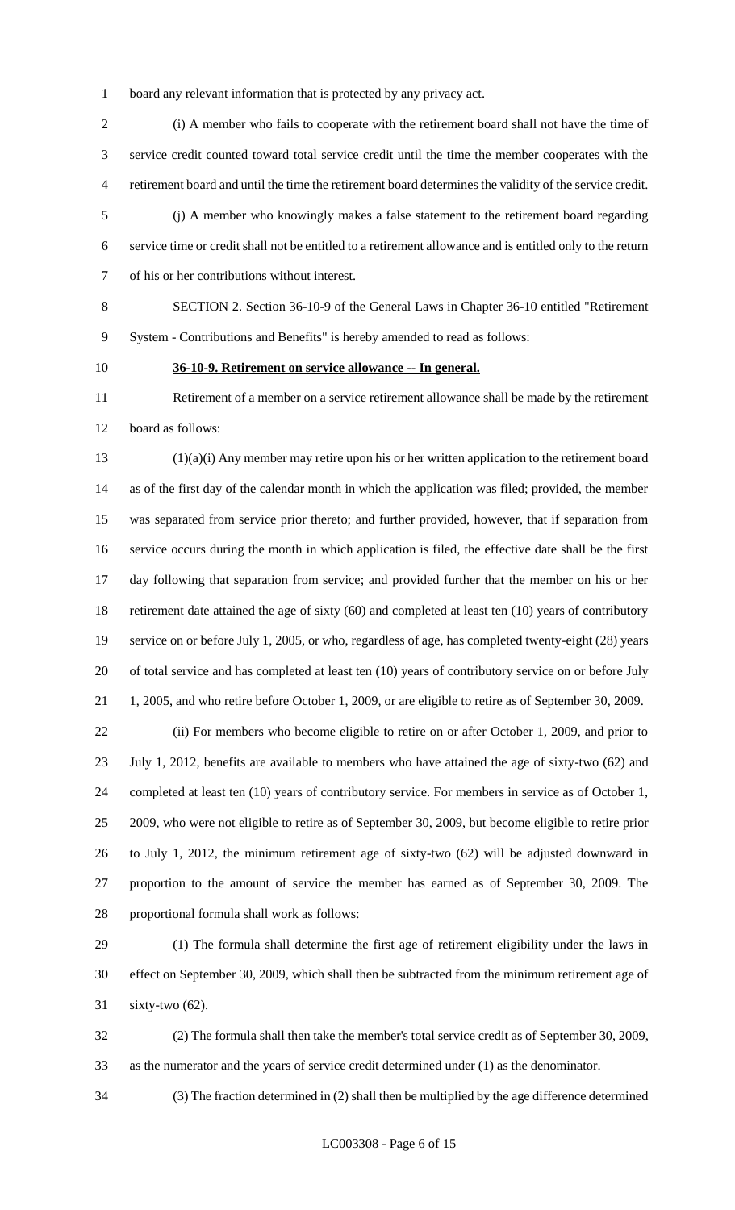board any relevant information that is protected by any privacy act.

(i) A member who fails to cooperate with the retirement board shall not have the time of service credit counted toward total service credit until the time the member cooperates with the retirement board and until the time the retirement board determines the validity of the service credit.

(j) A member who knowingly makes a false statement to the retirement board regarding service time or credit shall not be entitled to a retirement allowance and is entitled only to the return of his or her contributions without interest.

SECTION 2. Section 36-10-9 of the General Laws in Chapter 36-10 entitled "Retirement System - Contributions and Benefits" is hereby amended to read as follows:

**36-10-9. Retirement on service allowance -- In general.**

Retirement of a member on a service retirement allowance shall be made by the retirement board as follows:

(1)(a)(i) Any member may retire upon his or her written application to the retirement board as of the first day of the calendar month in which the application was filed; provided, the member was separated from service prior thereto; and further provided, however, that if separation from service occurs during the month in which application is filed, the effective date shall be the first day following that separation from service; and provided further that the member on his or her retirement date attained the age of sixty (60) and completed at least ten (10) years of contributory service on or before July 1, 2005, or who, regardless of age, has completed twenty-eight (28) years of total service and has completed at least ten (10) years of contributory service on or before July 1, 2005, and who retire before October 1, 2009, or are eligible to retire as of September 30, 2009.

(ii) For members who become eligible to retire on or after October 1, 2009, and prior to July 1, 2012, benefits are available to members who have attained the age of sixty-two (62) and completed at least ten (10) years of contributory service. For members in service as of October 1, 2009, who were not eligible to retire as of September 30, 2009, but become eligible to retire prior to July 1, 2012, the minimum retirement age of sixty-two (62) will be adjusted downward in proportion to the amount of service the member has earned as of September 30, 2009. The proportional formula shall work as follows:

(1) The formula shall determine the first age of retirement eligibility under the laws in effect on September 30, 2009, which shall then be subtracted from the minimum retirement age of sixty-two (62).

(2) The formula shall then take the member's total service credit as of September 30, 2009, as the numerator and the years of service credit determined under (1) as the denominator.

(3) The fraction determined in (2) shall then be multiplied by the age difference determined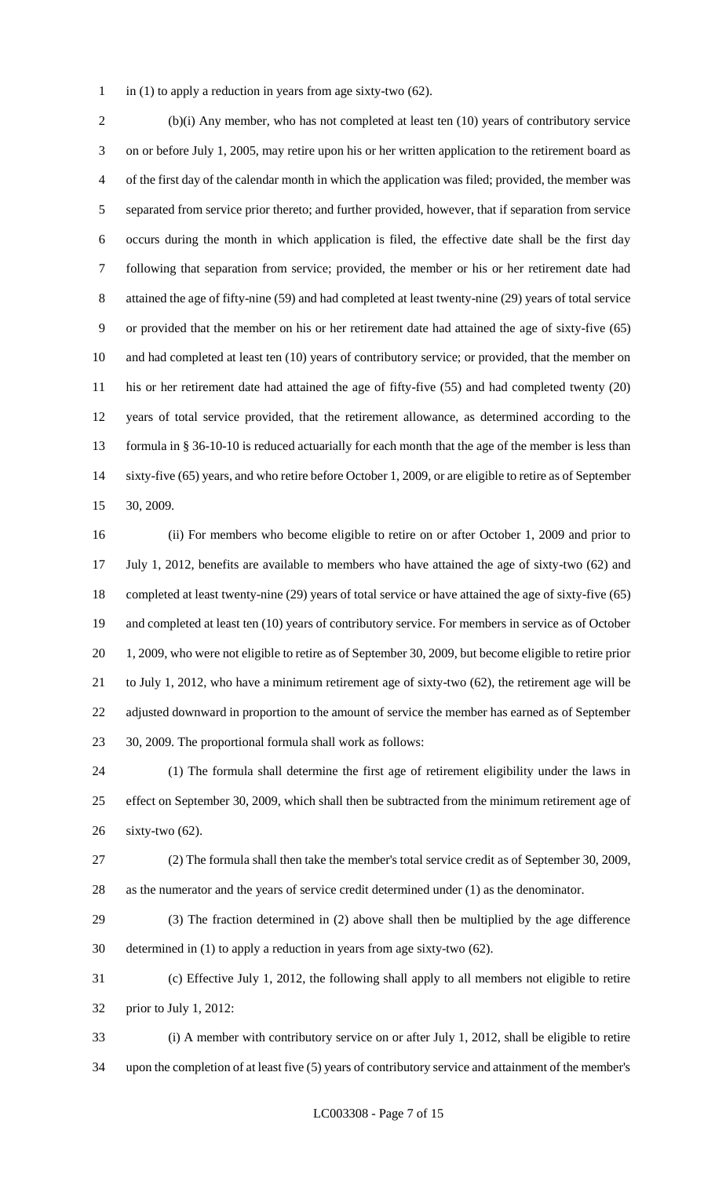in (1) to apply a reduction in years from age sixty-two (62).

(b)(i) Any member, who has not completed at least ten (10) years of contributory service on or before July 1, 2005, may retire upon his or her written application to the retirement board as of the first day of the calendar month in which the application was filed; provided, the member was separated from service prior thereto; and further provided, however, that if separation from service occurs during the month in which application is filed, the effective date shall be the first day following that separation from service; provided, the member or his or her retirement date had attained the age of fifty-nine (59) and had completed at least twenty-nine (29) years of total service or provided that the member on his or her retirement date had attained the age of sixty-five (65) and had completed at least ten (10) years of contributory service; or provided, that the member on his or her retirement date had attained the age of fifty-five (55) and had completed twenty (20) years of total service provided, that the retirement allowance, as determined according to the formula in § 36-10-10 is reduced actuarially for each month that the age of the member is less than sixty-five (65) years, and who retire before October 1, 2009, or are eligible to retire as of September 30, 2009.

(ii) For members who become eligible to retire on or after October 1, 2009 and prior to July 1, 2012, benefits are available to members who have attained the age of sixty-two (62) and completed at least twenty-nine (29) years of total service or have attained the age of sixty-five (65) and completed at least ten (10) years of contributory service. For members in service as of October 1, 2009, who were not eligible to retire as of September 30, 2009, but become eligible to retire prior to July 1, 2012, who have a minimum retirement age of sixty-two (62), the retirement age will be adjusted downward in proportion to the amount of service the member has earned as of September 30, 2009. The proportional formula shall work as follows:

(1) The formula shall determine the first age of retirement eligibility under the laws in effect on September 30, 2009, which shall then be subtracted from the minimum retirement age of sixty-two (62).

(2) The formula shall then take the member's total service credit as of September 30, 2009, as the numerator and the years of service credit determined under (1) as the denominator.

(3) The fraction determined in (2) above shall then be multiplied by the age difference determined in (1) to apply a reduction in years from age sixty-two (62).

(c) Effective July 1, 2012, the following shall apply to all members not eligible to retire prior to July 1, 2012:

(i) A member with contributory service on or after July 1, 2012, shall be eligible to retire upon the completion of at least five (5) years of contributory service and attainment of the member's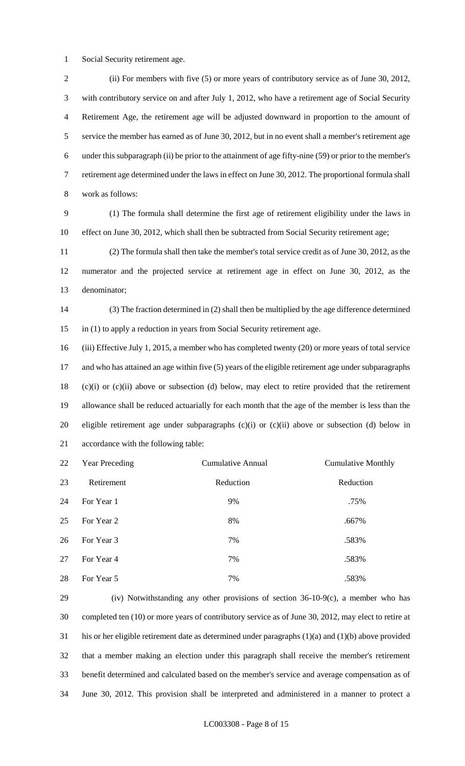Social Security retirement age.

(ii) For members with five (5) or more years of contributory service as of June 30, 2012, with contributory service on and after July 1, 2012, who have a retirement age of Social Security Retirement Age, the retirement age will be adjusted downward in proportion to the amount of service the member has earned as of June 30, 2012, but in no event shall a member's retirement age under this subparagraph (ii) be prior to the attainment of age fifty-nine (59) or prior to the member's retirement age determined under the laws in effect on June 30, 2012. The proportional formula shall work as follows:

(1) The formula shall determine the first age of retirement eligibility under the laws in effect on June 30, 2012, which shall then be subtracted from Social Security retirement age;

(2) The formula shall then take the member's total service credit as of June 30, 2012, as the numerator and the projected service at retirement age in effect on June 30, 2012, as the denominator;

(3) The fraction determined in (2) shall then be multiplied by the age difference determined in (1) to apply a reduction in years from Social Security retirement age.

(iii) Effective July 1, 2015, a member who has completed twenty (20) or more years of total service and who has attained an age within five (5) years of the eligible retirement age under subparagraphs (c)(i) or (c)(ii) above or subsection (d) below, may elect to retire provided that the retirement allowance shall be reduced actuarially for each month that the age of the member is less than the eligible retirement age under subparagraphs (c)(i) or (c)(ii) above or subsection (d) below in accordance with the following table:

| Year Preceding Retirement | Cumulative Annual Reduction | Cumulative Monthly Reduction |
|---|---|---|
| For Year 1 | 9% | .75% |
| For Year 2 | 8% | .667% |
| For Year 3 | 7% | .583% |
| For Year 4 | 7% | .583% |
| For Year 5 | 7% | .583% |

(iv) Notwithstanding any other provisions of section 36-10-9(c), a member who has completed ten (10) or more years of contributory service as of June 30, 2012, may elect to retire at his or her eligible retirement date as determined under paragraphs (1)(a) and (1)(b) above provided that a member making an election under this paragraph shall receive the member's retirement benefit determined and calculated based on the member's service and average compensation as of June 30, 2012. This provision shall be interpreted and administered in a manner to protect a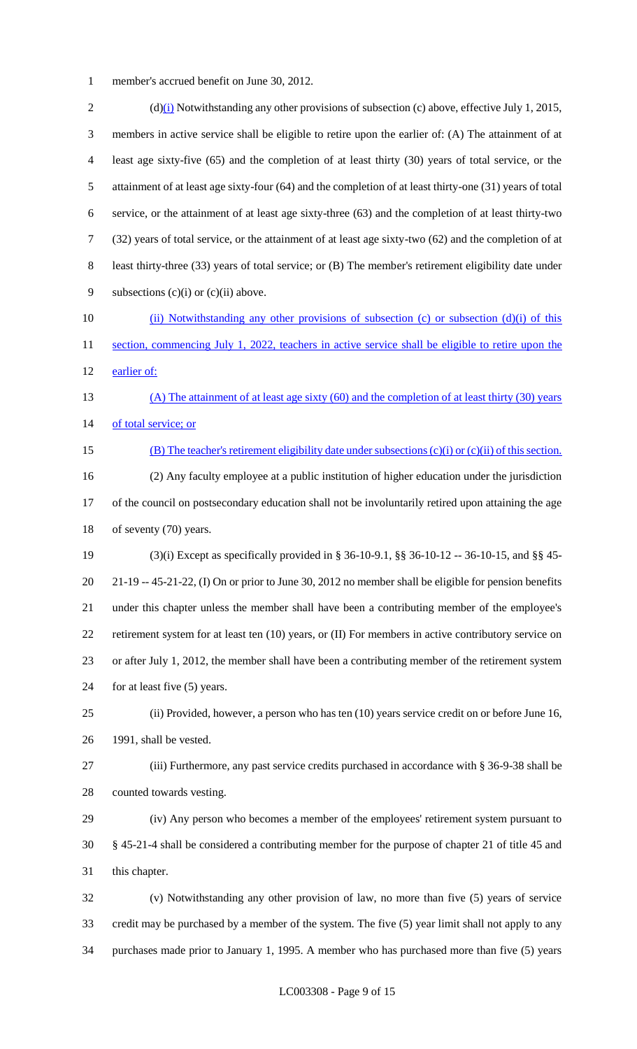member's accrued benefit on June 30, 2012.

(d)(i) Notwithstanding any other provisions of subsection (c) above, effective July 1, 2015, members in active service shall be eligible to retire upon the earlier of: (A) The attainment of at least age sixty-five (65) and the completion of at least thirty (30) years of total service, or the attainment of at least age sixty-four (64) and the completion of at least thirty-one (31) years of total service, or the attainment of at least age sixty-three (63) and the completion of at least thirty-two (32) years of total service, or the attainment of at least age sixty-two (62) and the completion of at least thirty-three (33) years of total service; or (B) The member's retirement eligibility date under subsections (c)(i) or (c)(ii) above.

(ii) Notwithstanding any other provisions of subsection (c) or subsection (d)(i) of this section, commencing July 1, 2022, teachers in active service shall be eligible to retire upon the earlier of:

(A) The attainment of at least age sixty (60) and the completion of at least thirty (30) years of total service; or

(B) The teacher's retirement eligibility date under subsections (c)(i) or (c)(ii) of this section.

(2) Any faculty employee at a public institution of higher education under the jurisdiction of the council on postsecondary education shall not be involuntarily retired upon attaining the age of seventy (70) years.

(3)(i) Except as specifically provided in § 36-10-9.1, §§ 36-10-12 -- 36-10-15, and §§ 45-21-19 -- 45-21-22, (I) On or prior to June 30, 2012 no member shall be eligible for pension benefits under this chapter unless the member shall have been a contributing member of the employee's retirement system for at least ten (10) years, or (II) For members in active contributory service on or after July 1, 2012, the member shall have been a contributing member of the retirement system for at least five (5) years.

(ii) Provided, however, a person who has ten (10) years service credit on or before June 16, 1991, shall be vested.

(iii) Furthermore, any past service credits purchased in accordance with § 36-9-38 shall be counted towards vesting.

(iv) Any person who becomes a member of the employees' retirement system pursuant to § 45-21-4 shall be considered a contributing member for the purpose of chapter 21 of title 45 and this chapter.

(v) Notwithstanding any other provision of law, no more than five (5) years of service credit may be purchased by a member of the system. The five (5) year limit shall not apply to any purchases made prior to January 1, 1995. A member who has purchased more than five (5) years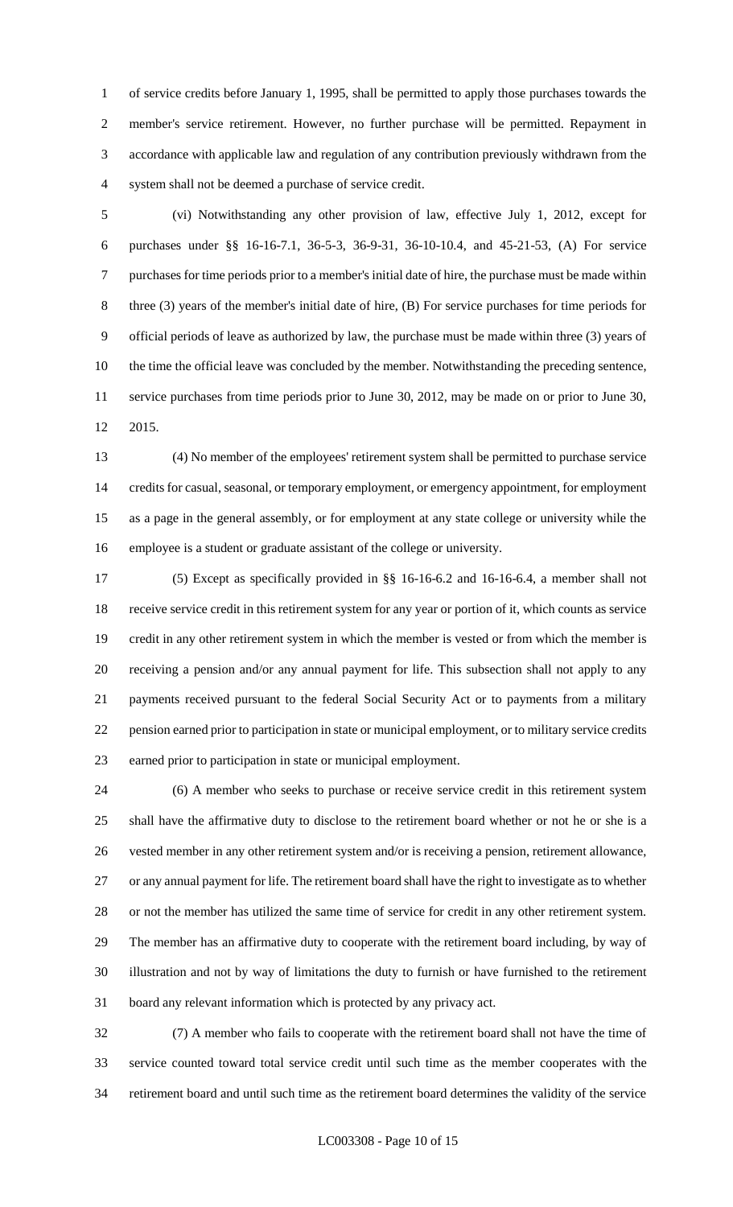of service credits before January 1, 1995, shall be permitted to apply those purchases towards the member's service retirement. However, no further purchase will be permitted. Repayment in accordance with applicable law and regulation of any contribution previously withdrawn from the system shall not be deemed a purchase of service credit.

(vi) Notwithstanding any other provision of law, effective July 1, 2012, except for purchases under §§ 16-16-7.1, 36-5-3, 36-9-31, 36-10-10.4, and 45-21-53, (A) For service purchases for time periods prior to a member's initial date of hire, the purchase must be made within three (3) years of the member's initial date of hire, (B) For service purchases for time periods for official periods of leave as authorized by law, the purchase must be made within three (3) years of the time the official leave was concluded by the member. Notwithstanding the preceding sentence, service purchases from time periods prior to June 30, 2012, may be made on or prior to June 30, 2015.

(4) No member of the employees' retirement system shall be permitted to purchase service credits for casual, seasonal, or temporary employment, or emergency appointment, for employment as a page in the general assembly, or for employment at any state college or university while the employee is a student or graduate assistant of the college or university.

(5) Except as specifically provided in §§ 16-16-6.2 and 16-16-6.4, a member shall not receive service credit in this retirement system for any year or portion of it, which counts as service credit in any other retirement system in which the member is vested or from which the member is receiving a pension and/or any annual payment for life. This subsection shall not apply to any payments received pursuant to the federal Social Security Act or to payments from a military pension earned prior to participation in state or municipal employment, or to military service credits earned prior to participation in state or municipal employment.

(6) A member who seeks to purchase or receive service credit in this retirement system shall have the affirmative duty to disclose to the retirement board whether or not he or she is a vested member in any other retirement system and/or is receiving a pension, retirement allowance, or any annual payment for life. The retirement board shall have the right to investigate as to whether or not the member has utilized the same time of service for credit in any other retirement system. The member has an affirmative duty to cooperate with the retirement board including, by way of illustration and not by way of limitations the duty to furnish or have furnished to the retirement board any relevant information which is protected by any privacy act.

(7) A member who fails to cooperate with the retirement board shall not have the time of service counted toward total service credit until such time as the member cooperates with the retirement board and until such time as the retirement board determines the validity of the service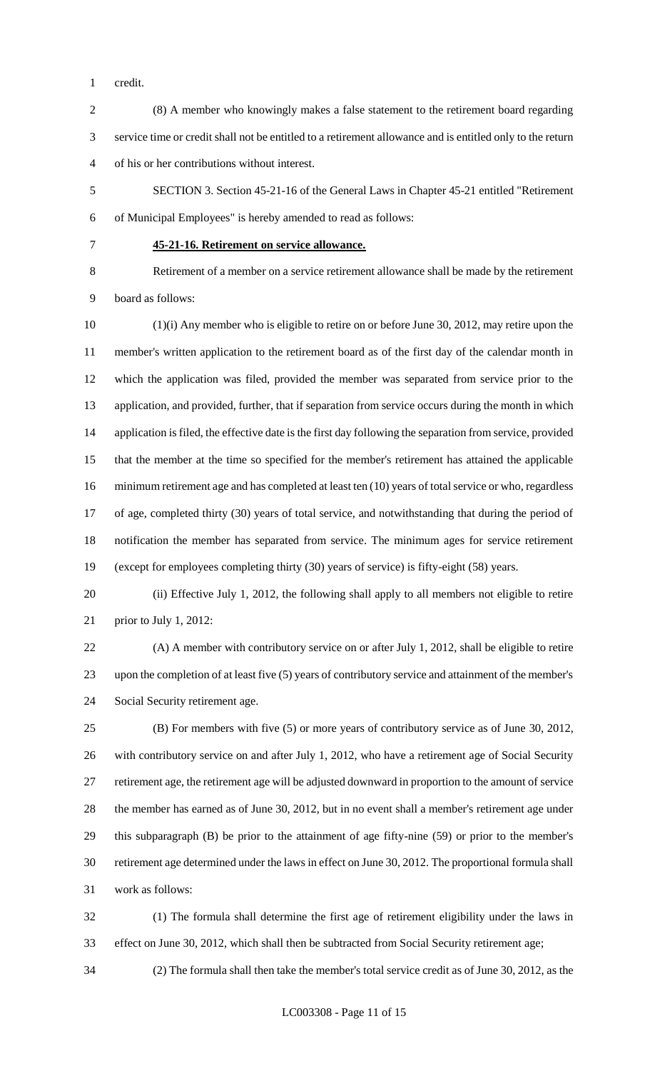credit.

(8) A member who knowingly makes a false statement to the retirement board regarding service time or credit shall not be entitled to a retirement allowance and is entitled only to the return of his or her contributions without interest.

SECTION 3. Section 45-21-16 of the General Laws in Chapter 45-21 entitled "Retirement of Municipal Employees" is hereby amended to read as follows:

**45-21-16. Retirement on service allowance.**

Retirement of a member on a service retirement allowance shall be made by the retirement board as follows:

(1)(i) Any member who is eligible to retire on or before June 30, 2012, may retire upon the member's written application to the retirement board as of the first day of the calendar month in which the application was filed, provided the member was separated from service prior to the application, and provided, further, that if separation from service occurs during the month in which application is filed, the effective date is the first day following the separation from service, provided that the member at the time so specified for the member's retirement has attained the applicable minimum retirement age and has completed at least ten (10) years of total service or who, regardless of age, completed thirty (30) years of total service, and notwithstanding that during the period of notification the member has separated from service. The minimum ages for service retirement (except for employees completing thirty (30) years of service) is fifty-eight (58) years.

(ii) Effective July 1, 2012, the following shall apply to all members not eligible to retire prior to July 1, 2012:

(A) A member with contributory service on or after July 1, 2012, shall be eligible to retire upon the completion of at least five (5) years of contributory service and attainment of the member's Social Security retirement age.

(B) For members with five (5) or more years of contributory service as of June 30, 2012, with contributory service on and after July 1, 2012, who have a retirement age of Social Security retirement age, the retirement age will be adjusted downward in proportion to the amount of service the member has earned as of June 30, 2012, but in no event shall a member's retirement age under this subparagraph (B) be prior to the attainment of age fifty-nine (59) or prior to the member's retirement age determined under the laws in effect on June 30, 2012. The proportional formula shall work as follows:

(1) The formula shall determine the first age of retirement eligibility under the laws in effect on June 30, 2012, which shall then be subtracted from Social Security retirement age;

(2) The formula shall then take the member's total service credit as of June 30, 2012, as the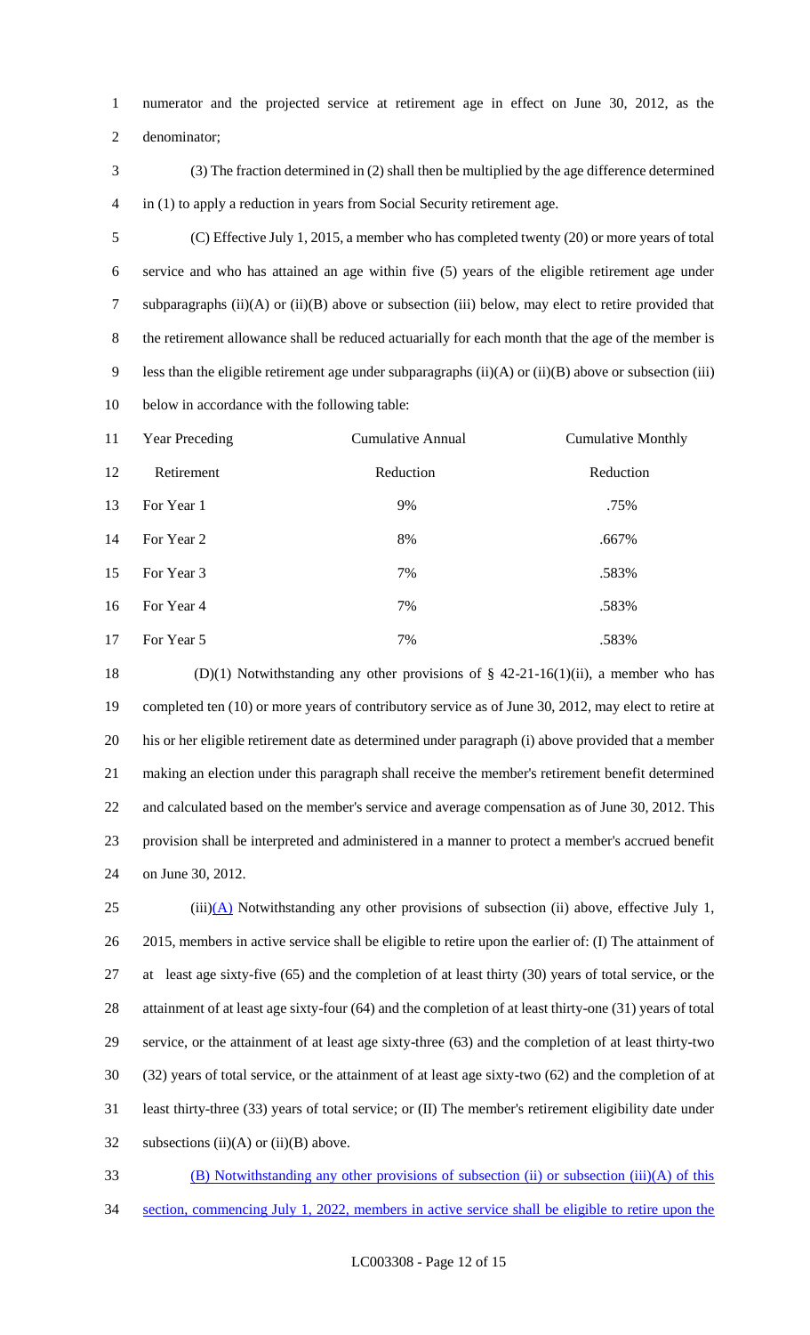numerator and the projected service at retirement age in effect on June 30, 2012, as the denominator;

(3) The fraction determined in (2) shall then be multiplied by the age difference determined in (1) to apply a reduction in years from Social Security retirement age.

(C) Effective July 1, 2015, a member who has completed twenty (20) or more years of total service and who has attained an age within five (5) years of the eligible retirement age under subparagraphs (ii)(A) or (ii)(B) above or subsection (iii) below, may elect to retire provided that the retirement allowance shall be reduced actuarially for each month that the age of the member is less than the eligible retirement age under subparagraphs (ii)(A) or (ii)(B) above or subsection (iii) below in accordance with the following table:

| Year Preceding Retirement | Cumulative Annual Reduction | Cumulative Monthly Reduction |
|---|---|---|
| For Year 1 | 9% | .75% |
| For Year 2 | 8% | .667% |
| For Year 3 | 7% | .583% |
| For Year 4 | 7% | .583% |
| For Year 5 | 7% | .583% |

(D)(1) Notwithstanding any other provisions of § 42-21-16(1)(ii), a member who has completed ten (10) or more years of contributory service as of June 30, 2012, may elect to retire at his or her eligible retirement date as determined under paragraph (i) above provided that a member making an election under this paragraph shall receive the member's retirement benefit determined and calculated based on the member's service and average compensation as of June 30, 2012. This provision shall be interpreted and administered in a manner to protect a member's accrued benefit on June 30, 2012.

(iii)(A) Notwithstanding any other provisions of subsection (ii) above, effective July 1, 2015, members in active service shall be eligible to retire upon the earlier of: (I) The attainment of at least age sixty-five (65) and the completion of at least thirty (30) years of total service, or the attainment of at least age sixty-four (64) and the completion of at least thirty-one (31) years of total service, or the attainment of at least age sixty-three (63) and the completion of at least thirty-two (32) years of total service, or the attainment of at least age sixty-two (62) and the completion of at least thirty-three (33) years of total service; or (II) The member's retirement eligibility date under subsections (ii)(A) or (ii)(B) above.

(B) Notwithstanding any other provisions of subsection (ii) or subsection (iii)(A) of this section, commencing July 1, 2022, members in active service shall be eligible to retire upon the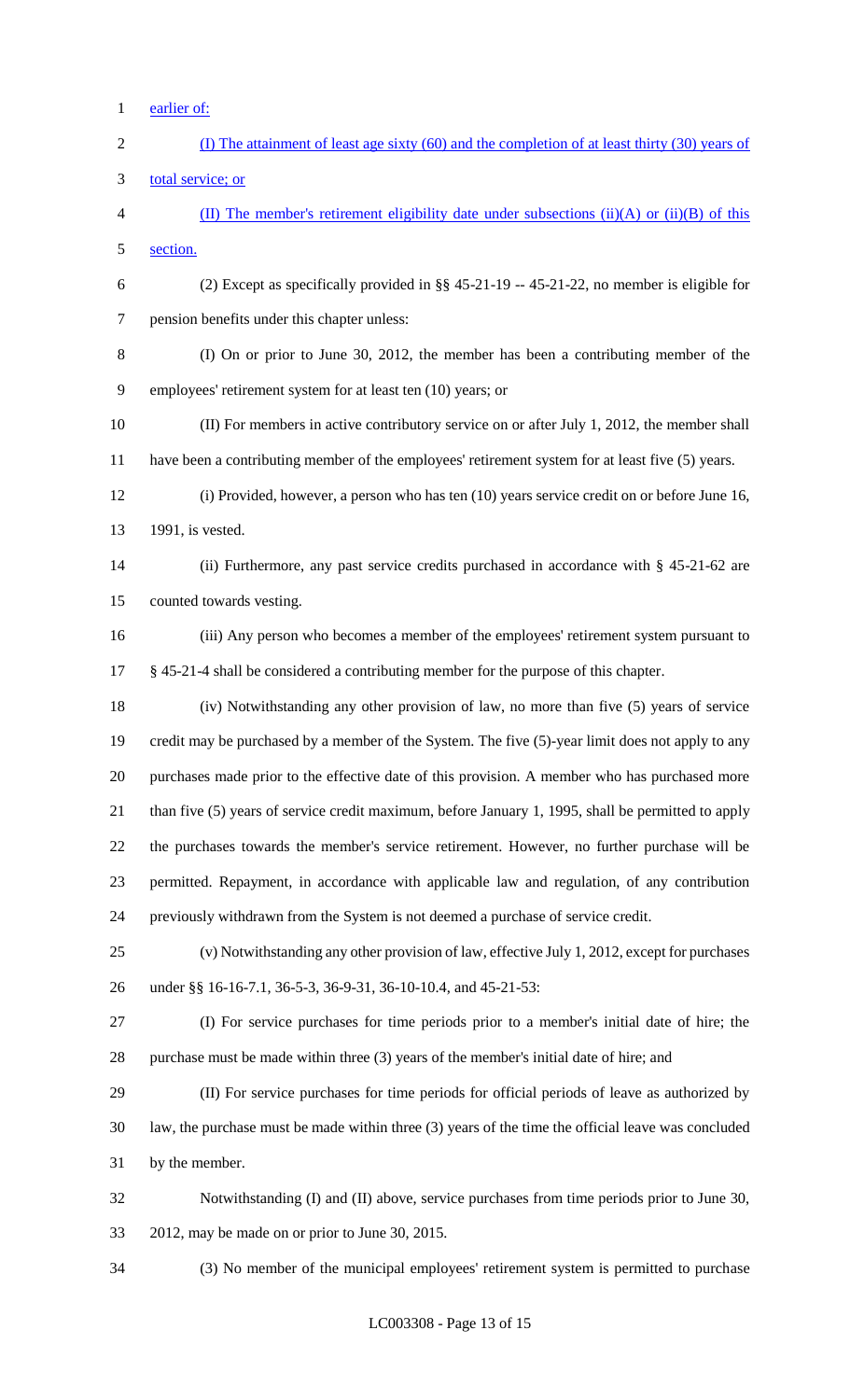earlier of:

(I) The attainment of least age sixty (60) and the completion of at least thirty (30) years of total service; or

(II) The member's retirement eligibility date under subsections (ii)(A) or (ii)(B) of this section.

(2) Except as specifically provided in §§ 45-21-19 -- 45-21-22, no member is eligible for pension benefits under this chapter unless:

(I) On or prior to June 30, 2012, the member has been a contributing member of the employees' retirement system for at least ten (10) years; or

(II) For members in active contributory service on or after July 1, 2012, the member shall have been a contributing member of the employees' retirement system for at least five (5) years.

(i) Provided, however, a person who has ten (10) years service credit on or before June 16, 1991, is vested.

(ii) Furthermore, any past service credits purchased in accordance with § 45-21-62 are counted towards vesting.

(iii) Any person who becomes a member of the employees' retirement system pursuant to § 45-21-4 shall be considered a contributing member for the purpose of this chapter.

(iv) Notwithstanding any other provision of law, no more than five (5) years of service credit may be purchased by a member of the System. The five (5)-year limit does not apply to any purchases made prior to the effective date of this provision. A member who has purchased more than five (5) years of service credit maximum, before January 1, 1995, shall be permitted to apply the purchases towards the member's service retirement. However, no further purchase will be permitted. Repayment, in accordance with applicable law and regulation, of any contribution previously withdrawn from the System is not deemed a purchase of service credit.

(v) Notwithstanding any other provision of law, effective July 1, 2012, except for purchases under §§ 16-16-7.1, 36-5-3, 36-9-31, 36-10-10.4, and 45-21-53:

(I) For service purchases for time periods prior to a member's initial date of hire; the purchase must be made within three (3) years of the member's initial date of hire; and

(II) For service purchases for time periods for official periods of leave as authorized by law, the purchase must be made within three (3) years of the time the official leave was concluded by the member.

Notwithstanding (I) and (II) above, service purchases from time periods prior to June 30, 2012, may be made on or prior to June 30, 2015.

(3) No member of the municipal employees' retirement system is permitted to purchase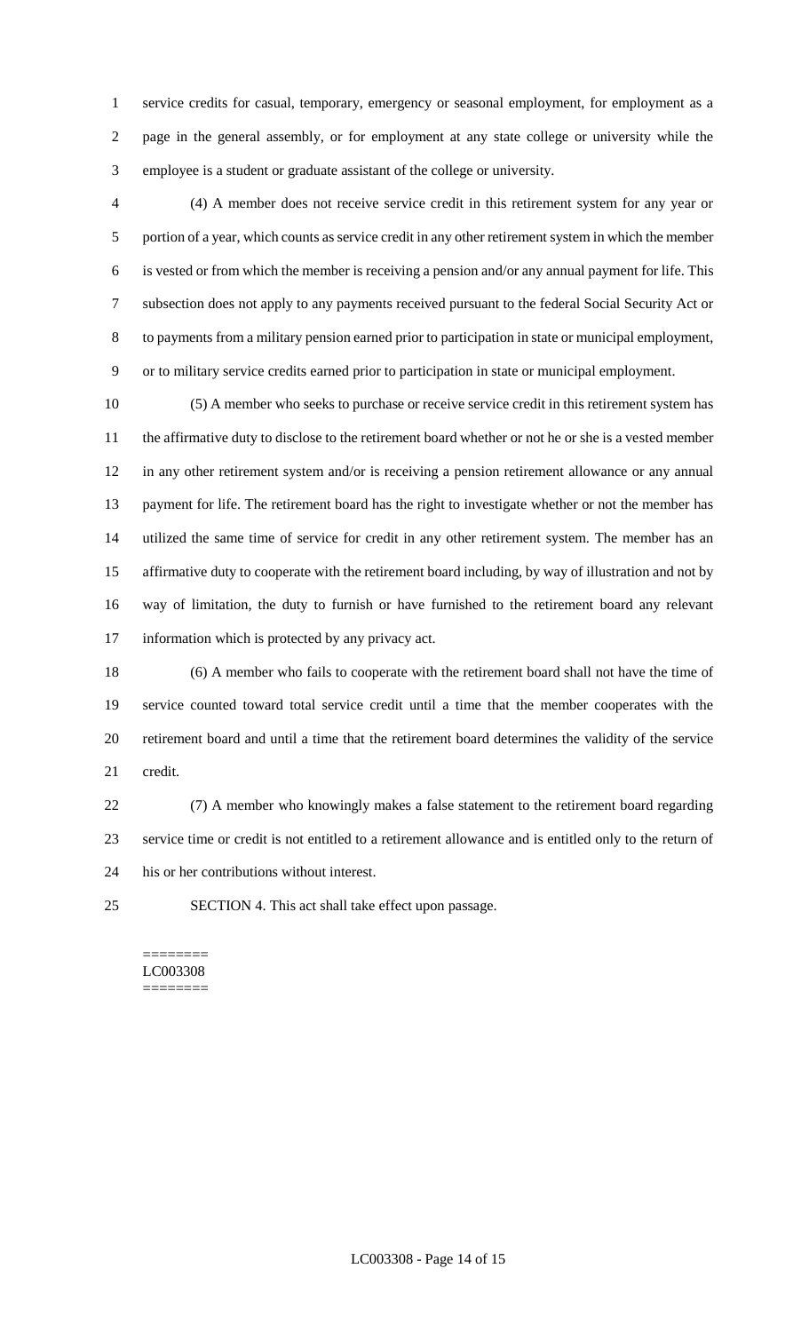service credits for casual, temporary, emergency or seasonal employment, for employment as a page in the general assembly, or for employment at any state college or university while the employee is a student or graduate assistant of the college or university.

(4) A member does not receive service credit in this retirement system for any year or portion of a year, which counts as service credit in any other retirement system in which the member is vested or from which the member is receiving a pension and/or any annual payment for life. This subsection does not apply to any payments received pursuant to the federal Social Security Act or to payments from a military pension earned prior to participation in state or municipal employment, or to military service credits earned prior to participation in state or municipal employment.

(5) A member who seeks to purchase or receive service credit in this retirement system has the affirmative duty to disclose to the retirement board whether or not he or she is a vested member in any other retirement system and/or is receiving a pension retirement allowance or any annual payment for life. The retirement board has the right to investigate whether or not the member has utilized the same time of service for credit in any other retirement system. The member has an affirmative duty to cooperate with the retirement board including, by way of illustration and not by way of limitation, the duty to furnish or have furnished to the retirement board any relevant information which is protected by any privacy act.

(6) A member who fails to cooperate with the retirement board shall not have the time of service counted toward total service credit until a time that the member cooperates with the retirement board and until a time that the retirement board determines the validity of the service credit.

(7) A member who knowingly makes a false statement to the retirement board regarding service time or credit is not entitled to a retirement allowance and is entitled only to the return of his or her contributions without interest.

SECTION 4. This act shall take effect upon passage.

========
LC003308
========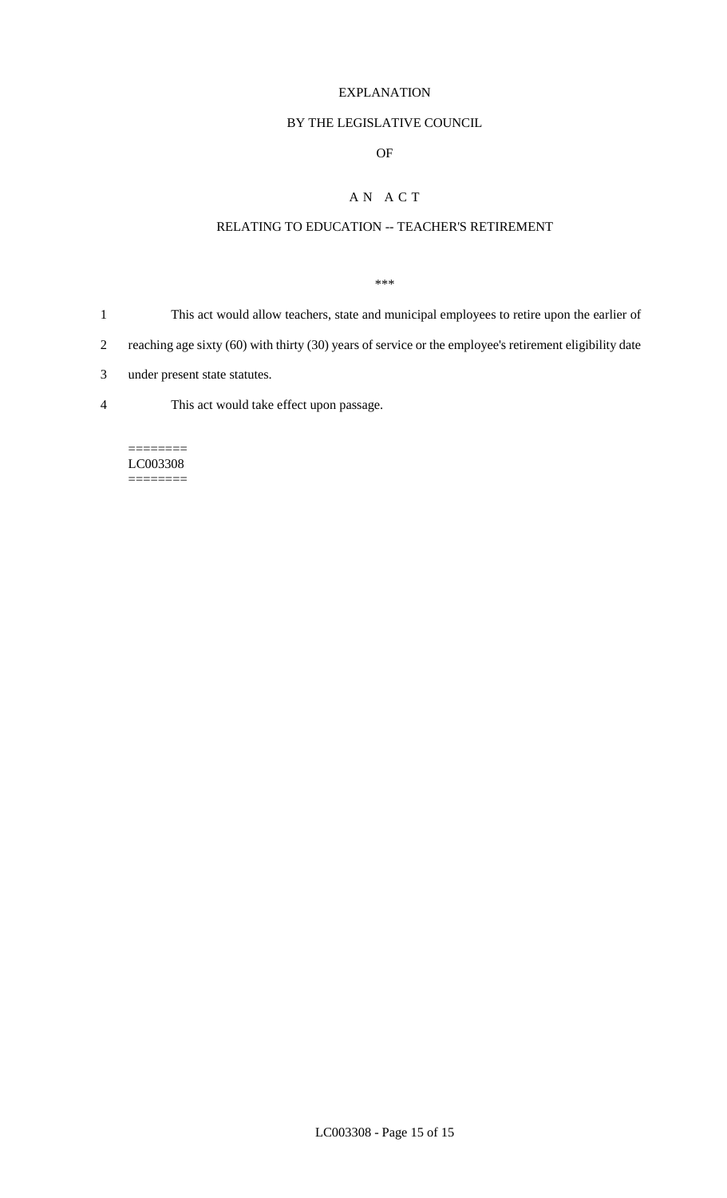EXPLANATION

BY THE LEGISLATIVE COUNCIL

OF

A N A C T

RELATING TO EDUCATION -- TEACHER'S RETIREMENT

\*\*\*

This act would allow teachers, state and municipal employees to retire upon the earlier of reaching age sixty (60) with thirty (30) years of service or the employee's retirement eligibility date under present state statutes.

This act would take effect upon passage.

========
LC003308
========